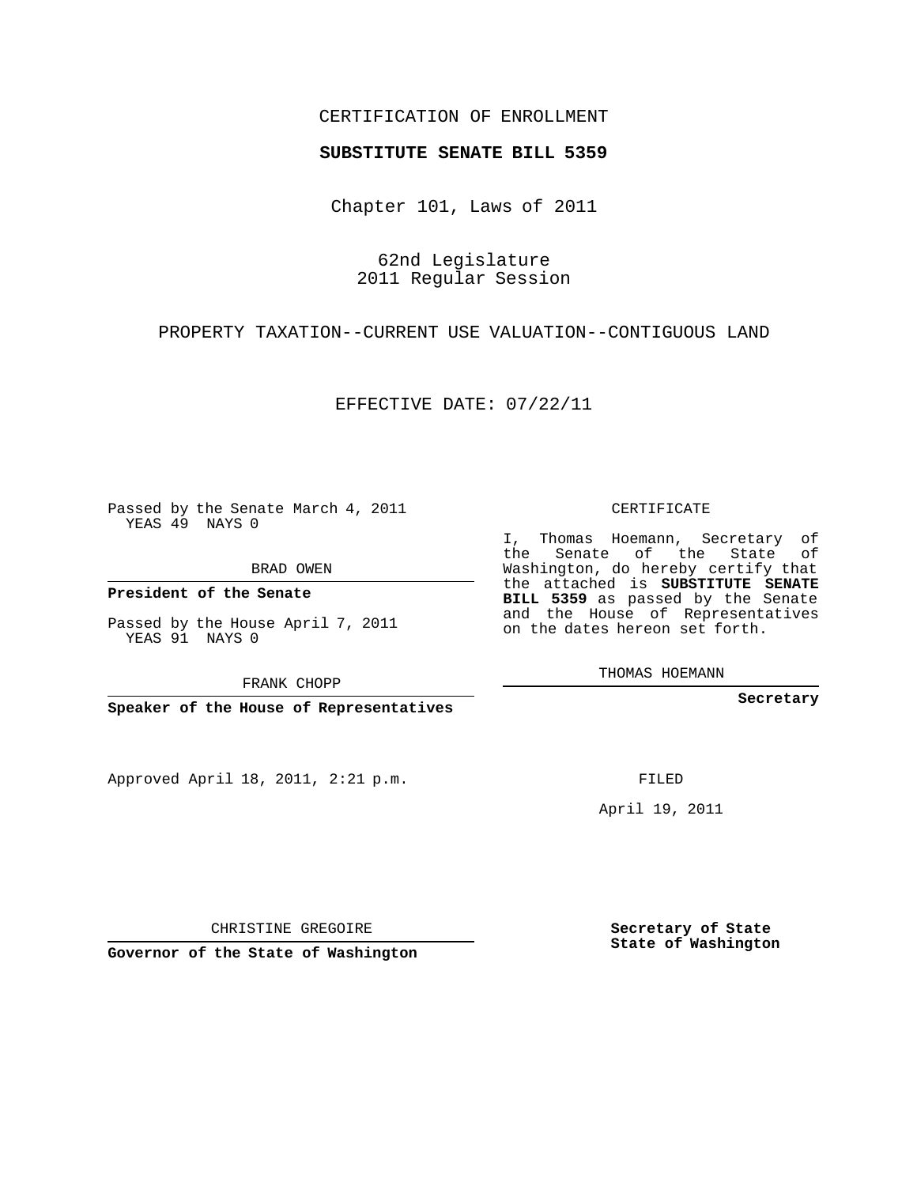CERTIFICATION OF ENROLLMENT

**SUBSTITUTE SENATE BILL 5359**

Chapter 101, Laws of 2011

62nd Legislature
2011 Regular Session

PROPERTY TAXATION--CURRENT USE VALUATION--CONTIGUOUS LAND

EFFECTIVE DATE: 07/22/11

Passed by the Senate March 4, 2011
YEAS 49 NAYS 0

BRAD OWEN

**President of the Senate**

Passed by the House April 7, 2011
YEAS 91 NAYS 0

FRANK CHOPP

**Speaker of the House of Representatives**

Approved April 18, 2011, 2:21 p.m.

CHRISTINE GREGOIRE

**Governor of the State of Washington**

CERTIFICATE

I, Thomas Hoemann, Secretary of the Senate of the State of Washington, do hereby certify that the attached is **SUBSTITUTE SENATE BILL 5359** as passed by the Senate and the House of Representatives on the dates hereon set forth.

THOMAS HOEMANN

**Secretary**

FILED

April 19, 2011

**Secretary of State**
**State of Washington**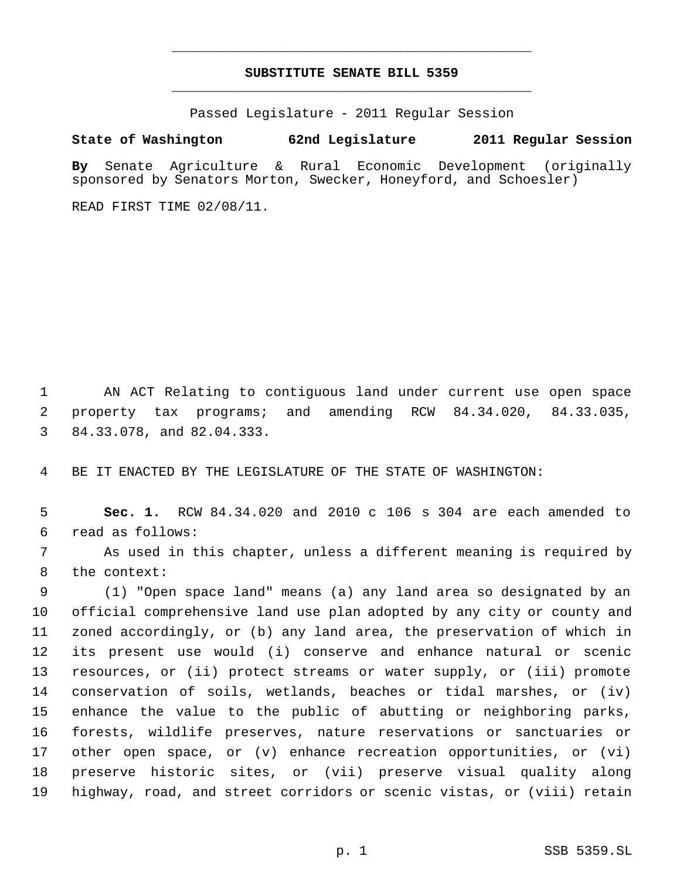# SUBSTITUTE SENATE BILL 5359

Passed Legislature - 2011 Regular Session

**State of Washington 62nd Legislature 2011 Regular Session**

**By** Senate Agriculture & Rural Economic Development (originally sponsored by Senators Morton, Swecker, Honeyford, and Schoesler)

READ FIRST TIME 02/08/11.

AN ACT Relating to contiguous land under current use open space property tax programs; and amending RCW 84.34.020, 84.33.035, 84.33.078, and 82.04.333.

BE IT ENACTED BY THE LEGISLATURE OF THE STATE OF WASHINGTON:

**Sec. 1.** RCW 84.34.020 and 2010 c 106 s 304 are each amended to read as follows:

As used in this chapter, unless a different meaning is required by the context:

(1) "Open space land" means (a) any land area so designated by an official comprehensive land use plan adopted by any city or county and zoned accordingly, or (b) any land area, the preservation of which in its present use would (i) conserve and enhance natural or scenic resources, or (ii) protect streams or water supply, or (iii) promote conservation of soils, wetlands, beaches or tidal marshes, or (iv) enhance the value to the public of abutting or neighboring parks, forests, wildlife preserves, nature reservations or sanctuaries or other open space, or (v) enhance recreation opportunities, or (vi) preserve historic sites, or (vii) preserve visual quality along highway, road, and street corridors or scenic vistas, or (viii) retain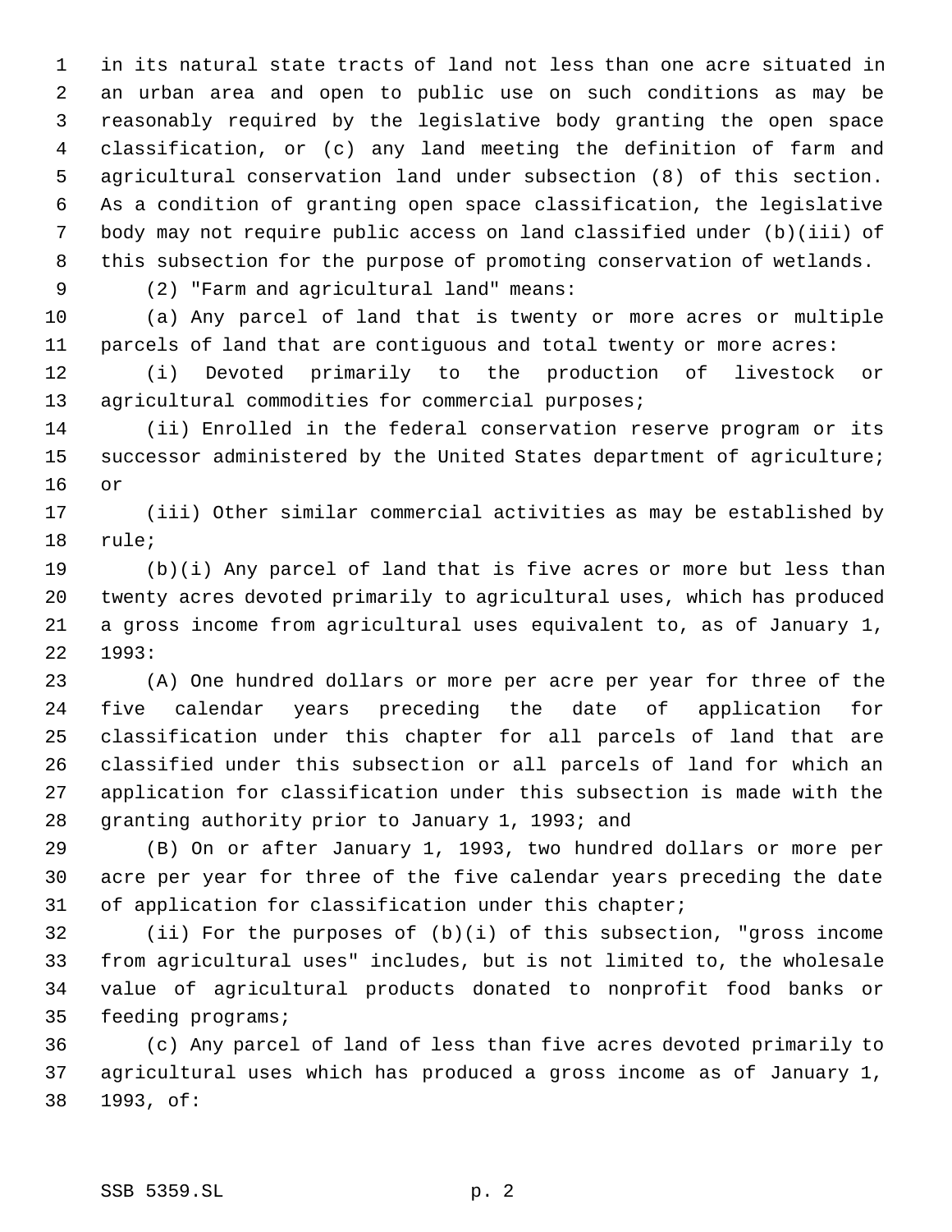in its natural state tracts of land not less than one acre situated in an urban area and open to public use on such conditions as may be reasonably required by the legislative body granting the open space classification, or (c) any land meeting the definition of farm and agricultural conservation land under subsection (8) of this section. As a condition of granting open space classification, the legislative body may not require public access on land classified under (b)(iii) of this subsection for the purpose of promoting conservation of wetlands.

(2) "Farm and agricultural land" means:

(a) Any parcel of land that is twenty or more acres or multiple parcels of land that are contiguous and total twenty or more acres:

(i) Devoted primarily to the production of livestock or agricultural commodities for commercial purposes;

(ii) Enrolled in the federal conservation reserve program or its successor administered by the United States department of agriculture; or

(iii) Other similar commercial activities as may be established by rule;

(b)(i) Any parcel of land that is five acres or more but less than twenty acres devoted primarily to agricultural uses, which has produced a gross income from agricultural uses equivalent to, as of January 1, 1993:

(A) One hundred dollars or more per acre per year for three of the five calendar years preceding the date of application for classification under this chapter for all parcels of land that are classified under this subsection or all parcels of land for which an application for classification under this subsection is made with the granting authority prior to January 1, 1993; and

(B) On or after January 1, 1993, two hundred dollars or more per acre per year for three of the five calendar years preceding the date of application for classification under this chapter;

(ii) For the purposes of (b)(i) of this subsection, "gross income from agricultural uses" includes, but is not limited to, the wholesale value of agricultural products donated to nonprofit food banks or feeding programs;

(c) Any parcel of land of less than five acres devoted primarily to agricultural uses which has produced a gross income as of January 1, 1993, of: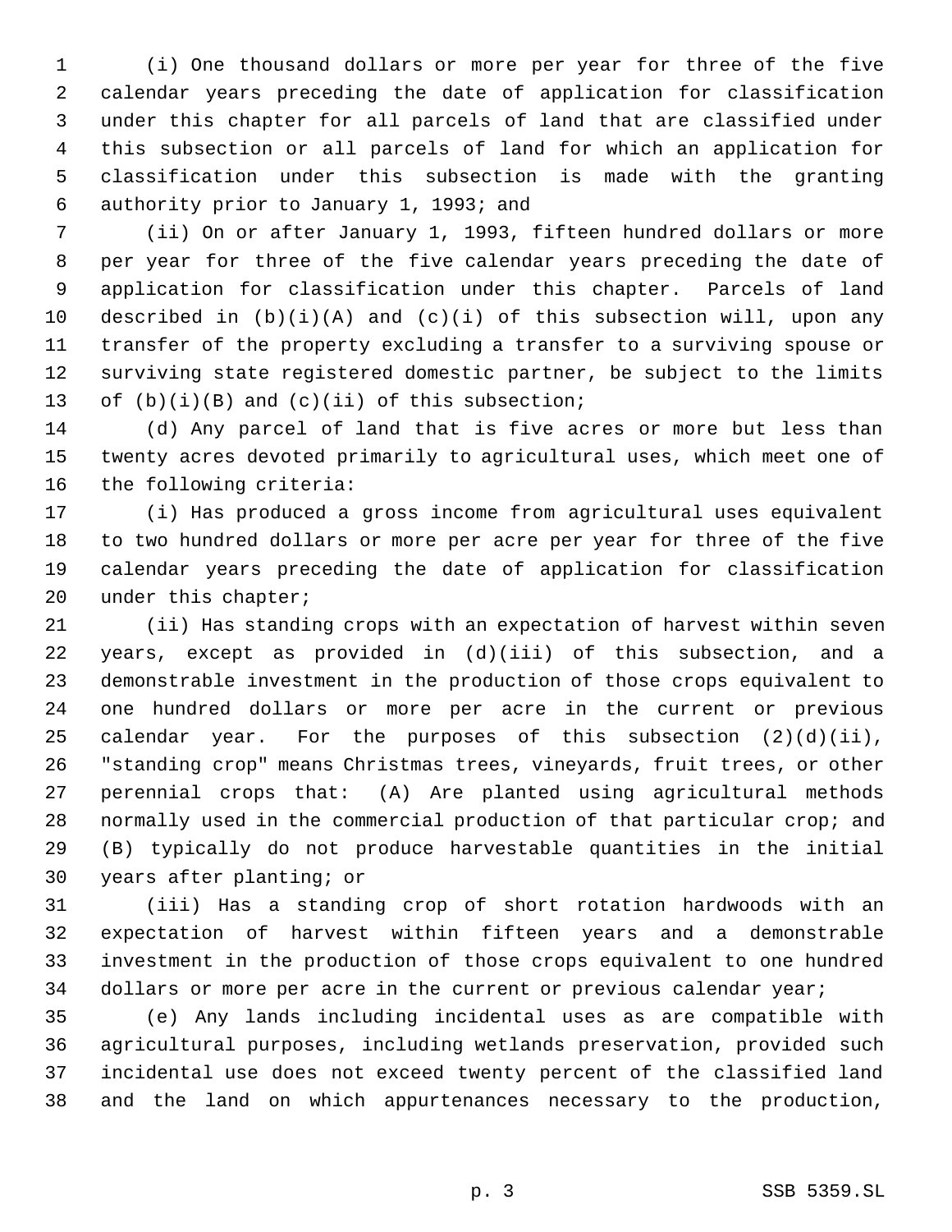(i) One thousand dollars or more per year for three of the five calendar years preceding the date of application for classification under this chapter for all parcels of land that are classified under this subsection or all parcels of land for which an application for classification under this subsection is made with the granting authority prior to January 1, 1993; and

(ii) On or after January 1, 1993, fifteen hundred dollars or more per year for three of the five calendar years preceding the date of application for classification under this chapter. Parcels of land described in (b)(i)(A) and (c)(i) of this subsection will, upon any transfer of the property excluding a transfer to a surviving spouse or surviving state registered domestic partner, be subject to the limits of (b)(i)(B) and (c)(ii) of this subsection;

(d) Any parcel of land that is five acres or more but less than twenty acres devoted primarily to agricultural uses, which meet one of the following criteria:

(i) Has produced a gross income from agricultural uses equivalent to two hundred dollars or more per acre per year for three of the five calendar years preceding the date of application for classification under this chapter;

(ii) Has standing crops with an expectation of harvest within seven years, except as provided in (d)(iii) of this subsection, and a demonstrable investment in the production of those crops equivalent to one hundred dollars or more per acre in the current or previous calendar year. For the purposes of this subsection (2)(d)(ii), "standing crop" means Christmas trees, vineyards, fruit trees, or other perennial crops that: (A) Are planted using agricultural methods normally used in the commercial production of that particular crop; and (B) typically do not produce harvestable quantities in the initial years after planting; or

(iii) Has a standing crop of short rotation hardwoods with an expectation of harvest within fifteen years and a demonstrable investment in the production of those crops equivalent to one hundred dollars or more per acre in the current or previous calendar year;

(e) Any lands including incidental uses as are compatible with agricultural purposes, including wetlands preservation, provided such incidental use does not exceed twenty percent of the classified land and the land on which appurtenances necessary to the production,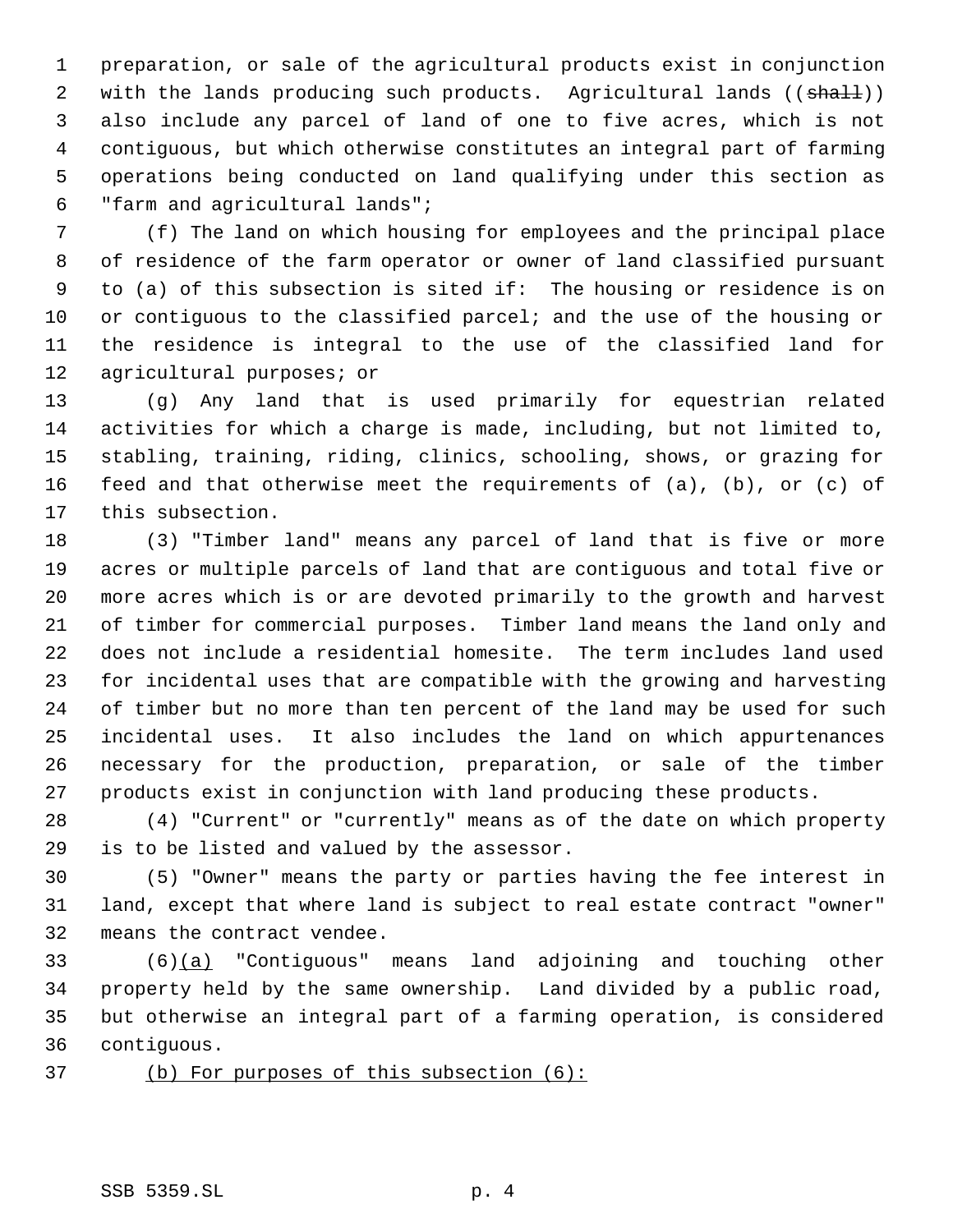preparation, or sale of the agricultural products exist in conjunction with the lands producing such products. Agricultural lands ((~~shall~~)) also include any parcel of land of one to five acres, which is not contiguous, but which otherwise constitutes an integral part of farming operations being conducted on land qualifying under this section as "farm and agricultural lands";

(f) The land on which housing for employees and the principal place of residence of the farm operator or owner of land classified pursuant to (a) of this subsection is sited if: The housing or residence is on or contiguous to the classified parcel; and the use of the housing or the residence is integral to the use of the classified land for agricultural purposes; or

(g) Any land that is used primarily for equestrian related activities for which a charge is made, including, but not limited to, stabling, training, riding, clinics, schooling, shows, or grazing for feed and that otherwise meet the requirements of (a), (b), or (c) of this subsection.

(3) "Timber land" means any parcel of land that is five or more acres or multiple parcels of land that are contiguous and total five or more acres which is or are devoted primarily to the growth and harvest of timber for commercial purposes. Timber land means the land only and does not include a residential homesite. The term includes land used for incidental uses that are compatible with the growing and harvesting of timber but no more than ten percent of the land may be used for such incidental uses. It also includes the land on which appurtenances necessary for the production, preparation, or sale of the timber products exist in conjunction with land producing these products.

(4) "Current" or "currently" means as of the date on which property is to be listed and valued by the assessor.

(5) "Owner" means the party or parties having the fee interest in land, except that where land is subject to real estate contract "owner" means the contract vendee.

(6)<u>(a)</u> "Contiguous" means land adjoining and touching other property held by the same ownership. Land divided by a public road, but otherwise an integral part of a farming operation, is considered contiguous.

<u>(b) For purposes of this subsection (6):</u>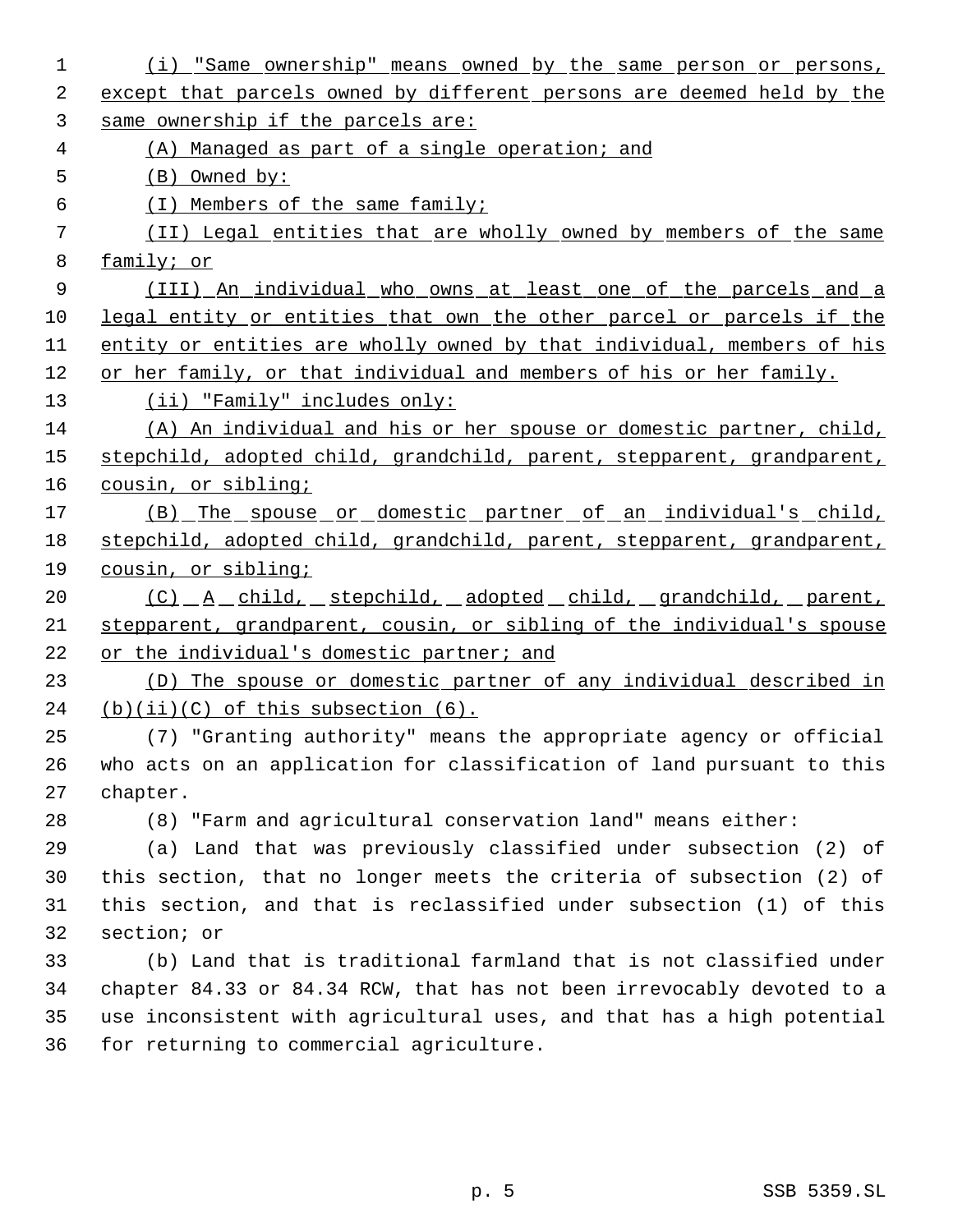(i) "Same ownership" means owned by the same person or persons, except that parcels owned by different persons are deemed held by the same ownership if the parcels are:

(A) Managed as part of a single operation; and

(B) Owned by:

(I) Members of the same family;

(II) Legal entities that are wholly owned by members of the same family; or

(III) An individual who owns at least one of the parcels and a legal entity or entities that own the other parcel or parcels if the entity or entities are wholly owned by that individual, members of his or her family, or that individual and members of his or her family.

(ii) "Family" includes only:

(A) An individual and his or her spouse or domestic partner, child, stepchild, adopted child, grandchild, parent, stepparent, grandparent, cousin, or sibling;

(B) The spouse or domestic partner of an individual's child, stepchild, adopted child, grandchild, parent, stepparent, grandparent, cousin, or sibling;

(C) A child, stepchild, adopted child, grandchild, parent, stepparent, grandparent, cousin, or sibling of the individual's spouse or the individual's domestic partner; and

(D) The spouse or domestic partner of any individual described in (b)(ii)(C) of this subsection (6).

(7) "Granting authority" means the appropriate agency or official who acts on an application for classification of land pursuant to this chapter.

(8) "Farm and agricultural conservation land" means either:

(a) Land that was previously classified under subsection (2) of this section, that no longer meets the criteria of subsection (2) of this section, and that is reclassified under subsection (1) of this section; or

(b) Land that is traditional farmland that is not classified under chapter 84.33 or 84.34 RCW, that has not been irrevocably devoted to a use inconsistent with agricultural uses, and that has a high potential for returning to commercial agriculture.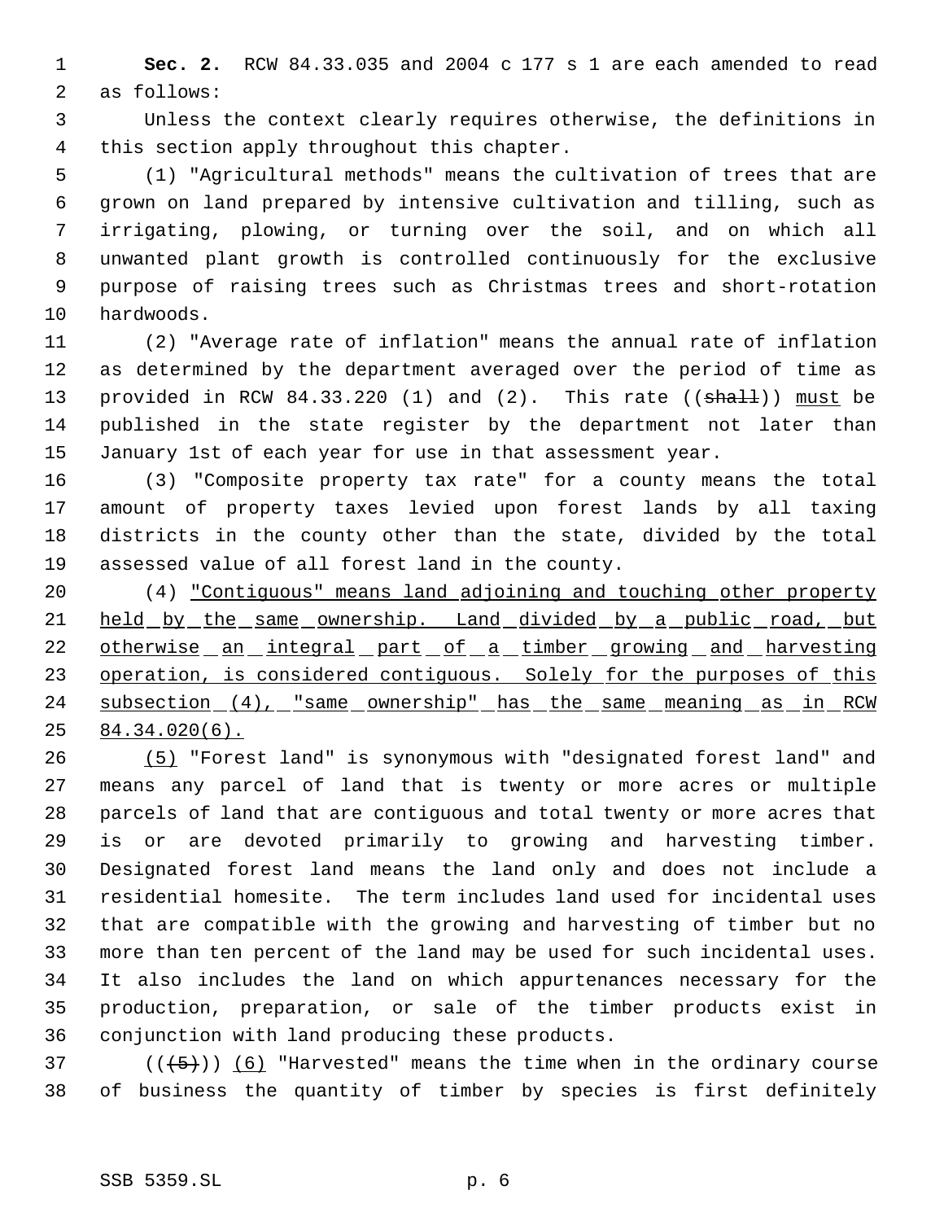**Sec. 2.** RCW 84.33.035 and 2004 c 177 s 1 are each amended to read as follows:

Unless the context clearly requires otherwise, the definitions in this section apply throughout this chapter.

(1) "Agricultural methods" means the cultivation of trees that are grown on land prepared by intensive cultivation and tilling, such as irrigating, plowing, or turning over the soil, and on which all unwanted plant growth is controlled continuously for the exclusive purpose of raising trees such as Christmas trees and short-rotation hardwoods.

(2) "Average rate of inflation" means the annual rate of inflation as determined by the department averaged over the period of time as provided in RCW 84.33.220 (1) and (2). This rate ((~~shall~~)) <u>must</u> be published in the state register by the department not later than January 1st of each year for use in that assessment year.

(3) "Composite property tax rate" for a county means the total amount of property taxes levied upon forest lands by all taxing districts in the county other than the state, divided by the total assessed value of all forest land in the county.

(4) <u>"Contiguous" means land adjoining and touching other property held by the same ownership. Land divided by a public road, but otherwise an integral part of a timber growing and harvesting operation, is considered contiguous. Solely for the purposes of this subsection (4), "same ownership" has the same meaning as in RCW 84.34.020(6).</u>

<u>(5)</u> "Forest land" is synonymous with "designated forest land" and means any parcel of land that is twenty or more acres or multiple parcels of land that are contiguous and total twenty or more acres that is or are devoted primarily to growing and harvesting timber. Designated forest land means the land only and does not include a residential homesite. The term includes land used for incidental uses that are compatible with the growing and harvesting of timber but no more than ten percent of the land may be used for such incidental uses. It also includes the land on which appurtenances necessary for the production, preparation, or sale of the timber products exist in conjunction with land producing these products.

((~~(5)~~)) <u>(6)</u> "Harvested" means the time when in the ordinary course of business the quantity of timber by species is first definitely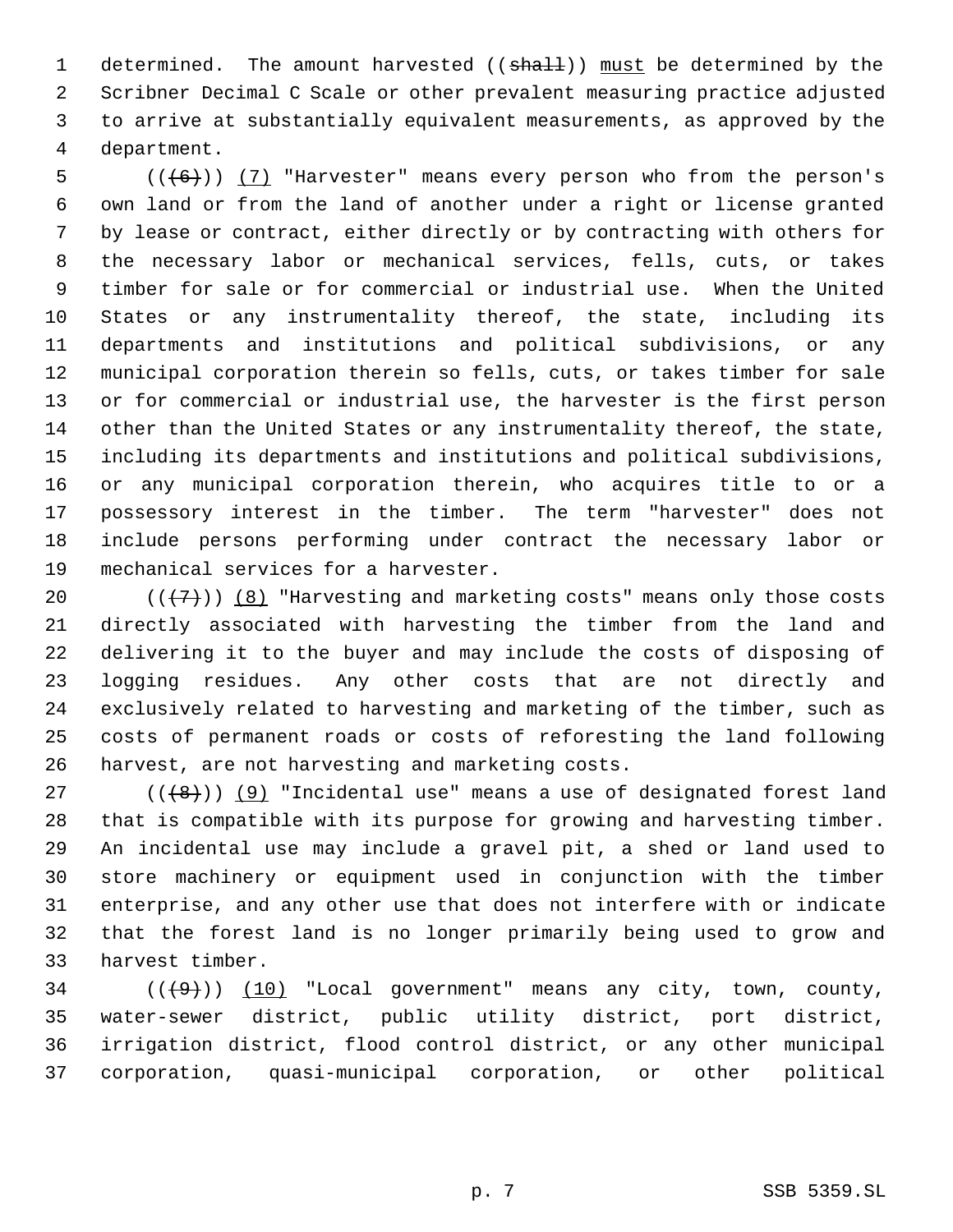determined. The amount harvested ((~~shall~~)) <u>must</u> be determined by the Scribner Decimal C Scale or other prevalent measuring practice adjusted to arrive at substantially equivalent measurements, as approved by the department.

((~~(6)~~)) <u>(7)</u> "Harvester" means every person who from the person's own land or from the land of another under a right or license granted by lease or contract, either directly or by contracting with others for the necessary labor or mechanical services, fells, cuts, or takes timber for sale or for commercial or industrial use. When the United States or any instrumentality thereof, the state, including its departments and institutions and political subdivisions, or any municipal corporation therein so fells, cuts, or takes timber for sale or for commercial or industrial use, the harvester is the first person other than the United States or any instrumentality thereof, the state, including its departments and institutions and political subdivisions, or any municipal corporation therein, who acquires title to or a possessory interest in the timber. The term "harvester" does not include persons performing under contract the necessary labor or mechanical services for a harvester.

((~~(7)~~)) <u>(8)</u> "Harvesting and marketing costs" means only those costs directly associated with harvesting the timber from the land and delivering it to the buyer and may include the costs of disposing of logging residues. Any other costs that are not directly and exclusively related to harvesting and marketing of the timber, such as costs of permanent roads or costs of reforesting the land following harvest, are not harvesting and marketing costs.

((~~(8)~~)) <u>(9)</u> "Incidental use" means a use of designated forest land that is compatible with its purpose for growing and harvesting timber. An incidental use may include a gravel pit, a shed or land used to store machinery or equipment used in conjunction with the timber enterprise, and any other use that does not interfere with or indicate that the forest land is no longer primarily being used to grow and harvest timber.

((~~(9)~~)) <u>(10)</u> "Local government" means any city, town, county, water-sewer district, public utility district, port district, irrigation district, flood control district, or any other municipal corporation, quasi-municipal corporation, or other political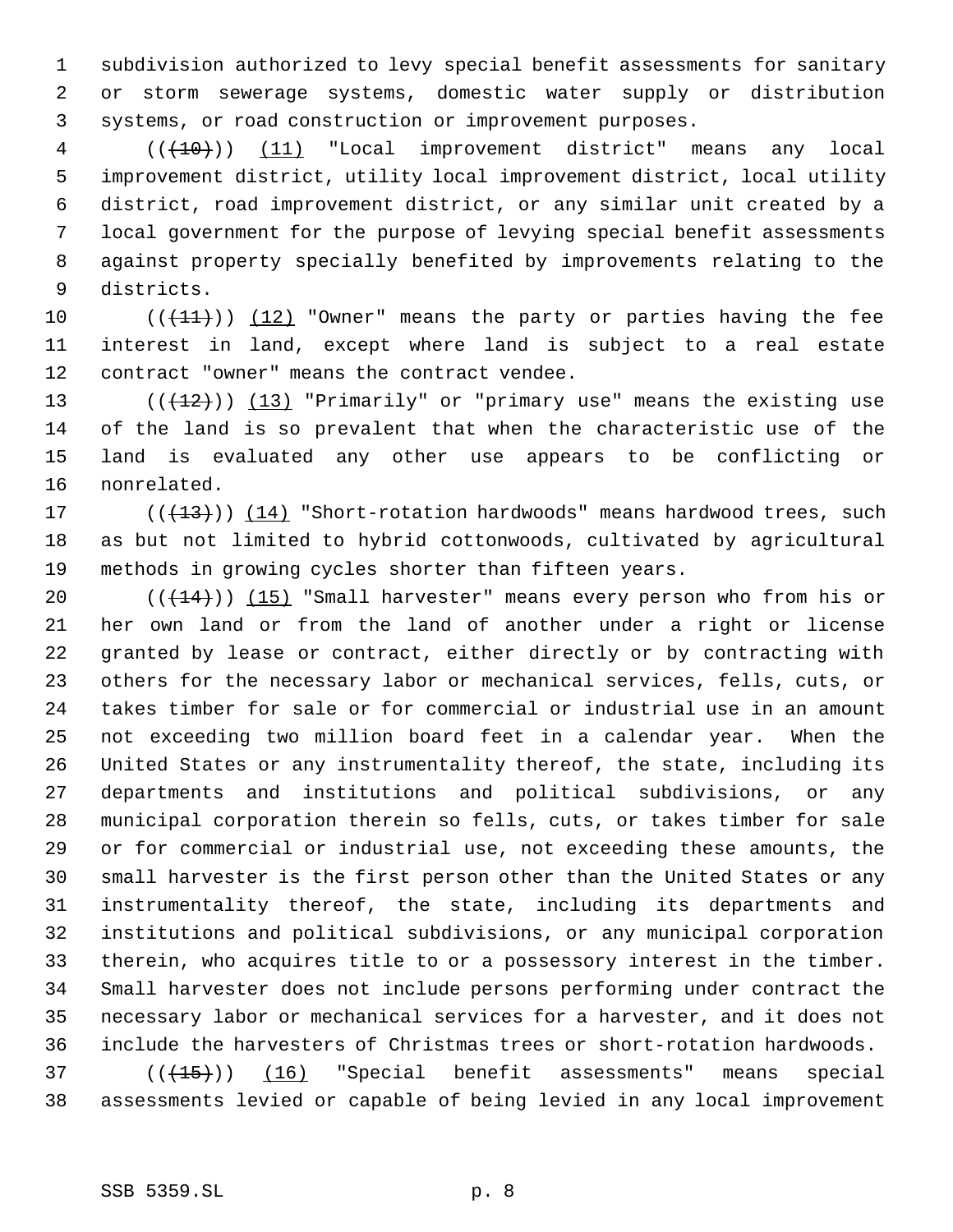subdivision authorized to levy special benefit assessments for sanitary or storm sewerage systems, domestic water supply or distribution systems, or road construction or improvement purposes.

(((10))) (11) "Local improvement district" means any local improvement district, utility local improvement district, local utility district, road improvement district, or any similar unit created by a local government for the purpose of levying special benefit assessments against property specially benefited by improvements relating to the districts.

(((11))) (12) "Owner" means the party or parties having the fee interest in land, except where land is subject to a real estate contract "owner" means the contract vendee.

(((12))) (13) "Primarily" or "primary use" means the existing use of the land is so prevalent that when the characteristic use of the land is evaluated any other use appears to be conflicting or nonrelated.

(((13))) (14) "Short-rotation hardwoods" means hardwood trees, such as but not limited to hybrid cottonwoods, cultivated by agricultural methods in growing cycles shorter than fifteen years.

(((14))) (15) "Small harvester" means every person who from his or her own land or from the land of another under a right or license granted by lease or contract, either directly or by contracting with others for the necessary labor or mechanical services, fells, cuts, or takes timber for sale or for commercial or industrial use in an amount not exceeding two million board feet in a calendar year. When the United States or any instrumentality thereof, the state, including its departments and institutions and political subdivisions, or any municipal corporation therein so fells, cuts, or takes timber for sale or for commercial or industrial use, not exceeding these amounts, the small harvester is the first person other than the United States or any instrumentality thereof, the state, including its departments and institutions and political subdivisions, or any municipal corporation therein, who acquires title to or a possessory interest in the timber. Small harvester does not include persons performing under contract the necessary labor or mechanical services for a harvester, and it does not include the harvesters of Christmas trees or short-rotation hardwoods.

(((15))) (16) "Special benefit assessments" means special assessments levied or capable of being levied in any local improvement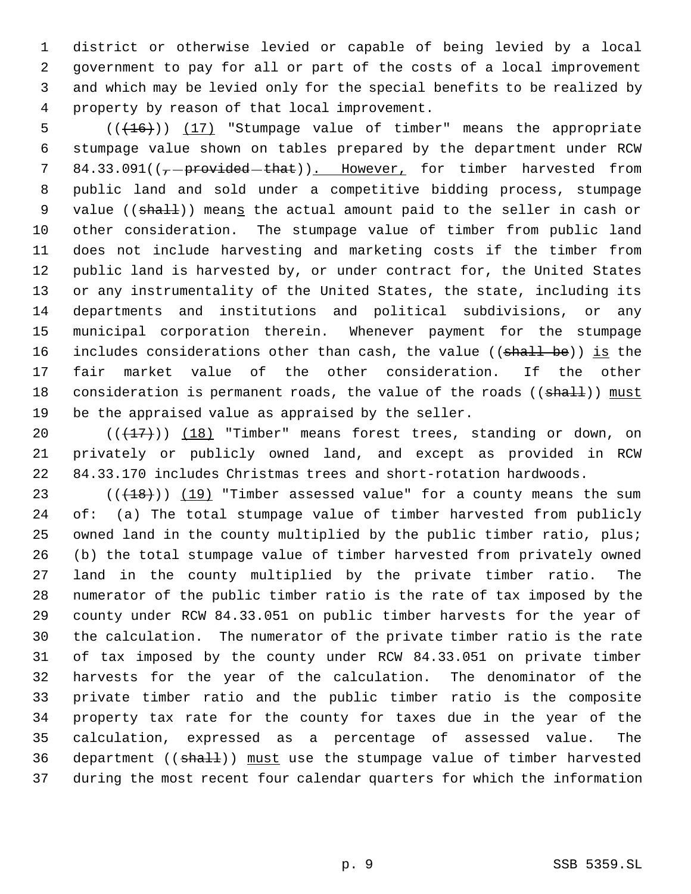district or otherwise levied or capable of being levied by a local government to pay for all or part of the costs of a local improvement and which may be levied only for the special benefits to be realized by property by reason of that local improvement.

(((16))) (17) "Stumpage value of timber" means the appropriate stumpage value shown on tables prepared by the department under RCW 84.33.091((, provided that)). However, for timber harvested from public land and sold under a competitive bidding process, stumpage value ((shall)) means the actual amount paid to the seller in cash or other consideration. The stumpage value of timber from public land does not include harvesting and marketing costs if the timber from public land is harvested by, or under contract for, the United States or any instrumentality of the United States, the state, including its departments and institutions and political subdivisions, or any municipal corporation therein. Whenever payment for the stumpage includes considerations other than cash, the value ((shall be)) is the fair market value of the other consideration. If the other consideration is permanent roads, the value of the roads ((shall)) must be the appraised value as appraised by the seller.

(((17))) (18) "Timber" means forest trees, standing or down, on privately or publicly owned land, and except as provided in RCW 84.33.170 includes Christmas trees and short-rotation hardwoods.

(((18))) (19) "Timber assessed value" for a county means the sum of: (a) The total stumpage value of timber harvested from publicly owned land in the county multiplied by the public timber ratio, plus; (b) the total stumpage value of timber harvested from privately owned land in the county multiplied by the private timber ratio. The numerator of the public timber ratio is the rate of tax imposed by the county under RCW 84.33.051 on public timber harvests for the year of the calculation. The numerator of the private timber ratio is the rate of tax imposed by the county under RCW 84.33.051 on private timber harvests for the year of the calculation. The denominator of the private timber ratio and the public timber ratio is the composite property tax rate for the county for taxes due in the year of the calculation, expressed as a percentage of assessed value. The department ((shall)) must use the stumpage value of timber harvested during the most recent four calendar quarters for which the information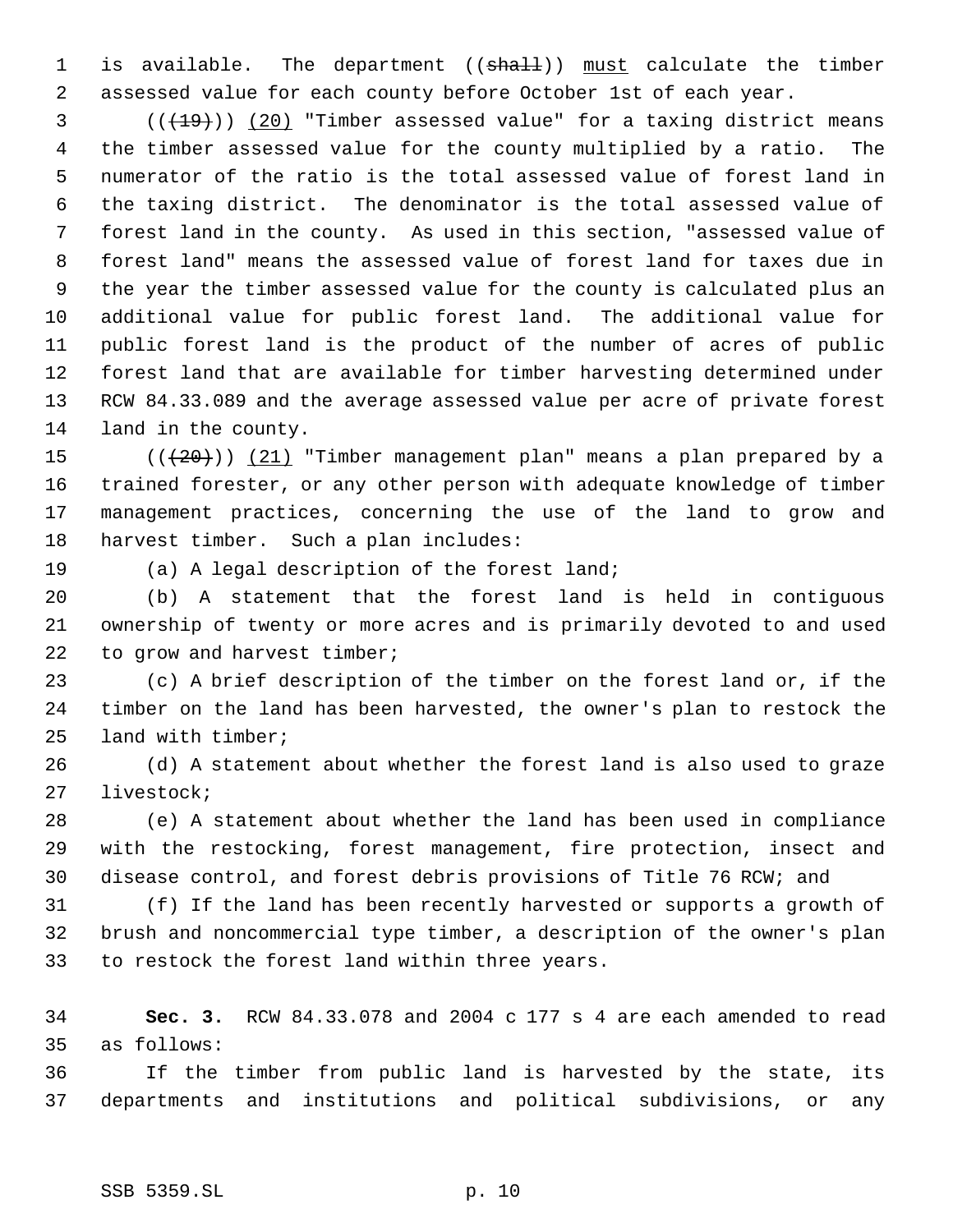is available. The department ((~~shall~~)) <u>must</u> calculate the timber assessed value for each county before October 1st of each year.

((~~(19)~~)) <u>(20)</u> "Timber assessed value" for a taxing district means the timber assessed value for the county multiplied by a ratio. The numerator of the ratio is the total assessed value of forest land in the taxing district. The denominator is the total assessed value of forest land in the county. As used in this section, "assessed value of forest land" means the assessed value of forest land for taxes due in the year the timber assessed value for the county is calculated plus an additional value for public forest land. The additional value for public forest land is the product of the number of acres of public forest land that are available for timber harvesting determined under RCW 84.33.089 and the average assessed value per acre of private forest land in the county.

((~~(20)~~)) <u>(21)</u> "Timber management plan" means a plan prepared by a trained forester, or any other person with adequate knowledge of timber management practices, concerning the use of the land to grow and harvest timber. Such a plan includes:

(a) A legal description of the forest land;

(b) A statement that the forest land is held in contiguous ownership of twenty or more acres and is primarily devoted to and used to grow and harvest timber;

(c) A brief description of the timber on the forest land or, if the timber on the land has been harvested, the owner's plan to restock the land with timber;

(d) A statement about whether the forest land is also used to graze livestock;

(e) A statement about whether the land has been used in compliance with the restocking, forest management, fire protection, insect and disease control, and forest debris provisions of Title 76 RCW; and

(f) If the land has been recently harvested or supports a growth of brush and noncommercial type timber, a description of the owner's plan to restock the forest land within three years.

**Sec. 3.** RCW 84.33.078 and 2004 c 177 s 4 are each amended to read as follows:

If the timber from public land is harvested by the state, its departments and institutions and political subdivisions, or any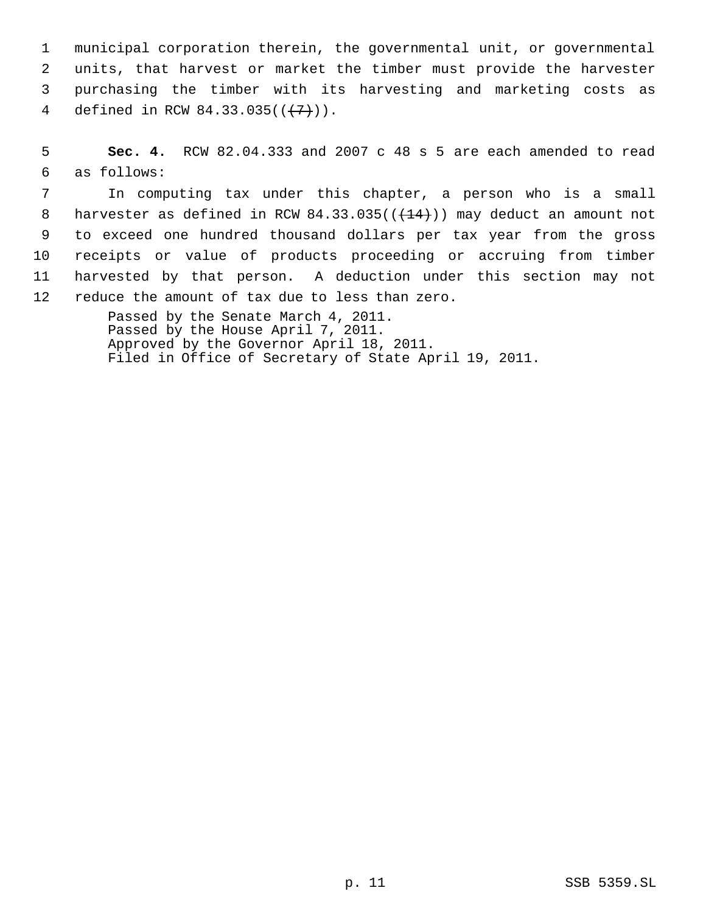municipal corporation therein, the governmental unit, or governmental units, that harvest or market the timber must provide the harvester purchasing the timber with its harvesting and marketing costs as defined in RCW 84.33.035((~~(7)~~)).

**Sec. 4.** RCW 82.04.333 and 2007 c 48 s 5 are each amended to read as follows:

In computing tax under this chapter, a person who is a small harvester as defined in RCW 84.33.035((~~(14)~~)) may deduct an amount not to exceed one hundred thousand dollars per tax year from the gross receipts or value of products proceeding or accruing from timber harvested by that person. A deduction under this section may not reduce the amount of tax due to less than zero.

Passed by the Senate March 4, 2011.
Passed by the House April 7, 2011.
Approved by the Governor April 18, 2011.
Filed in Office of Secretary of State April 19, 2011.